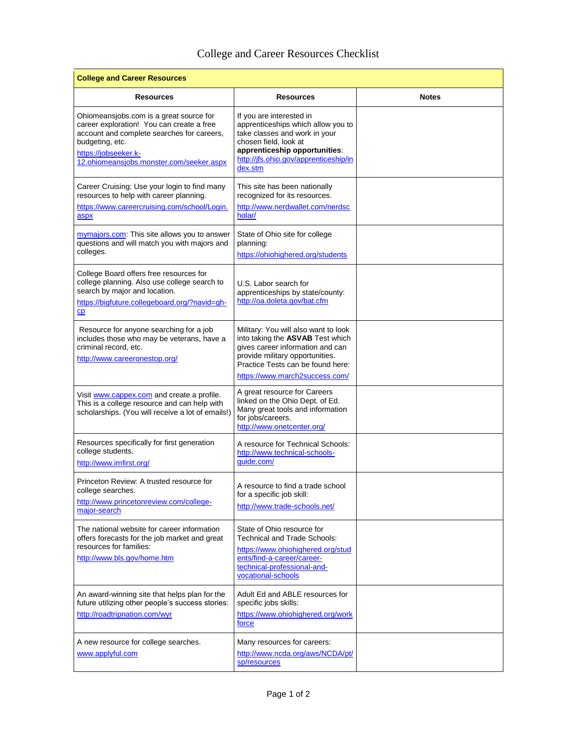# College and Career Resources Checklist

| College and Career Resources | | |
|---|---|---|
| **Resources** | **Resources** | **Notes** |
| Ohiomeansjobs.com is a great source for career exploration! You can create a free account and complete searches for careers, budgeting, etc. https://jobseeker.k-12.ohiomeansjobs.monster.com/seeker.aspx | If you are interested in apprenticeships which allow you to take classes and work in your chosen field, look at **apprenticeship opportunities**: http://jfs.ohio.gov/apprenticeship/index.stm | |
| Career Cruising: Use your login to find many resources to help with career planning. https://www.careercruising.com/school/Login.aspx | This site has been nationally recognized for its resources. http://www.nerdwallet.com/nerdscholar/ | |
| mymajors.com: This site allows you to answer questions and will match you with majors and colleges. | State of Ohio site for college planning: https://ohiohighered.org/students | |
| College Board offers free resources for college planning. Also use college search to search by major and location. https://bigfuture.collegeboard.org/?navid=gh-cp | U.S. Labor search for apprenticeships by state/county: http://oa.doleta.gov/bat.cfm | |
| Resource for anyone searching for a job includes those who may be veterans, have a criminal record, etc. http://www.careeronestop.org/ | Military: You will also want to look into taking the **ASVAB** Test which gives career information and can provide military opportunities. Practice Tests can be found here: https://www.march2success.com/ | |
| Visit www.cappex.com and create a profile. This is a college resource and can help with scholarships. (You will receive a lot of emails!) | A great resource for Careers linked on the Ohio Dept. of Ed. Many great tools and information for jobs/careers. http://www.onetcenter.org/ | |
| Resources specifically for first generation college students. http://www.imfirst.org/ | A resource for Technical Schools: http://www.technical-schools-guide.com/ | |
| Princeton Review: A trusted resource for college searches. http://www.princetonreview.com/college-major-search | A resource to find a trade school for a specific job skill: http://www.trade-schools.net/ | |
| The national website for career information offers forecasts for the job market and great resources for families: http://www.bls.gov/home.htm | State of Ohio resource for Technical and Trade Schools: https://www.ohiohighered.org/students/find-a-career/career-technical-professional-and-vocational-schools | |
| An award-winning site that helps plan for the future utilizing other people's success stories: http://roadtripnation.com/wyr | Adult Ed and ABLE resources for specific jobs skills: https://www.ohiohighered.org/workforce | |
| A new resource for college searches. www.applyful.com | Many resources for careers: http://www.ncda.org/aws/NCDA/pt/sp/resources | |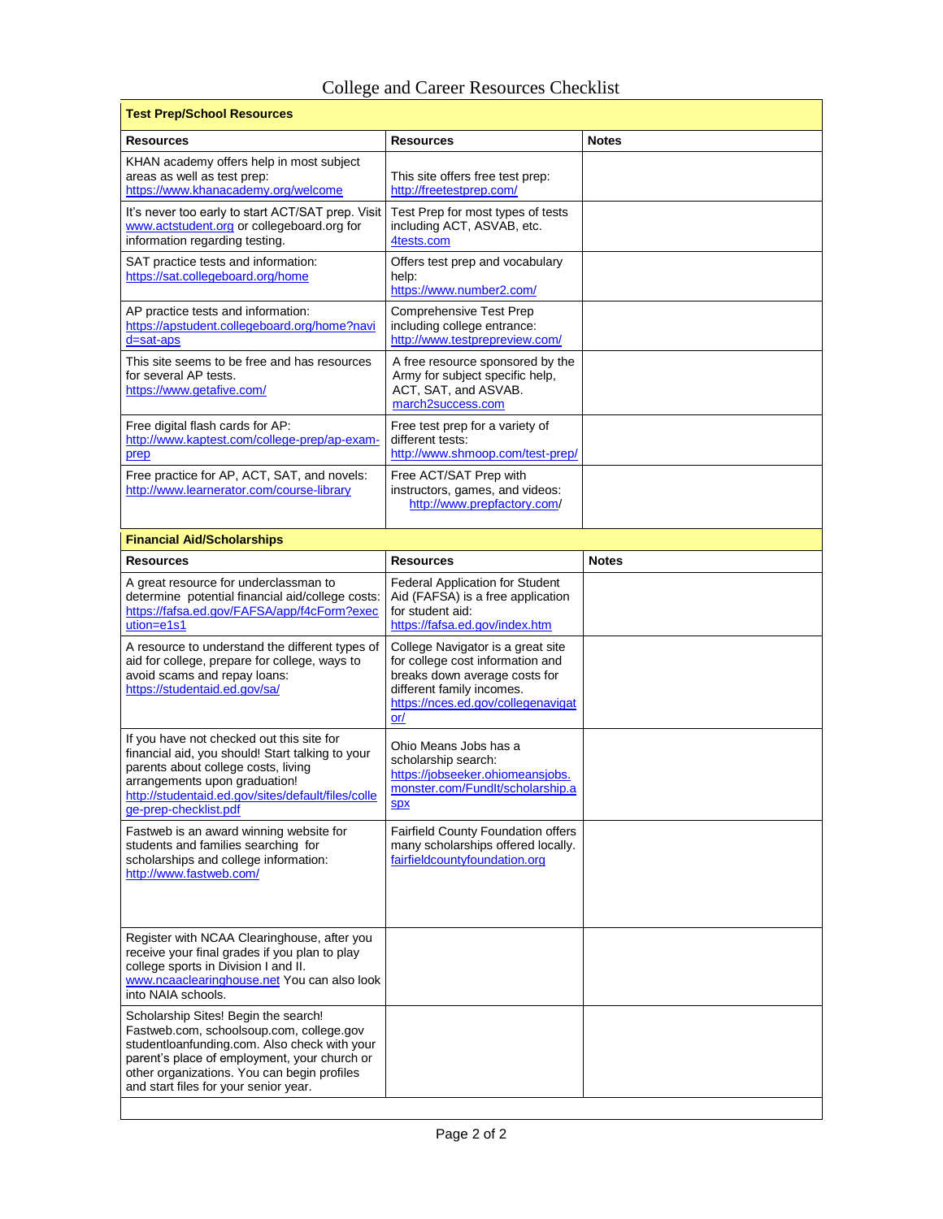# College and Career Resources Checklist

| Test Prep/School Resources | | |
|---|---|---|
| **Resources** | **Resources** | **Notes** |
| KHAN academy offers help in most subject areas as well as test prep: https://www.khanacademy.org/welcome | This site offers free test prep: http://freetestprep.com/ | |
| It's never too early to start ACT/SAT prep. Visit www.actstudent.org or collegeboard.org for information regarding testing. | Test Prep for most types of tests including ACT, ASVAB, etc. 4tests.com | |
| SAT practice tests and information: https://sat.collegeboard.org/home | Offers test prep and vocabulary help: https://www.number2.com/ | |
| AP practice tests and information: https://apstudent.collegeboard.org/home?navid=sat-aps | Comprehensive Test Prep including college entrance: http://www.testprepreview.com/ | |
| This site seems to be free and has resources for several AP tests. https://www.getafive.com/ | A free resource sponsored by the Army for subject specific help, ACT, SAT, and ASVAB. march2success.com | |
| Free digital flash cards for AP: http://www.kaptest.com/college-prep/ap-exam-prep | Free test prep for a variety of different tests: http://www.shmoop.com/test-prep/ | |
| Free practice for AP, ACT, SAT, and novels: http://www.learnerator.com/course-library | Free ACT/SAT Prep with instructors, games, and videos: http://www.prepfactory.com/ | |

| Financial Aid/Scholarships | | |
|---|---|---|
| **Resources** | **Resources** | **Notes** |
| A great resource for underclassman to determine potential financial aid/college costs: https://fafsa.ed.gov/FAFSA/app/f4cForm?execution=e1s1 | Federal Application for Student Aid (FAFSA) is a free application for student aid: https://fafsa.ed.gov/index.htm | |
| A resource to understand the different types of aid for college, prepare for college, ways to avoid scams and repay loans: https://studentaid.ed.gov/sa/ | College Navigator is a great site for college cost information and breaks down average costs for different family incomes. https://nces.ed.gov/collegenavigator/ | |
| If you have not checked out this site for financial aid, you should! Start talking to your parents about college costs, living arrangements upon graduation! http://studentaid.ed.gov/sites/default/files/college-prep-checklist.pdf | Ohio Means Jobs has a scholarship search: https://jobseeker.ohiomeansjobs.monster.com/FundIt/scholarship.aspx | |
| Fastweb is an award winning website for students and families searching for scholarships and college information: http://www.fastweb.com/ | Fairfield County Foundation offers many scholarships offered locally. fairfieldcountyfoundation.org | |
| Register with NCAA Clearinghouse, after you receive your final grades if you plan to play college sports in Division I and II. www.ncaaclearinghouse.net You can also look into NAIA schools. | | |
| Scholarship Sites! Begin the search! Fastweb.com, schoolsoup.com, college.gov studentloanfunding.com. Also check with your parent's place of employment, your church or other organizations. You can begin profiles and start files for your senior year. | | |